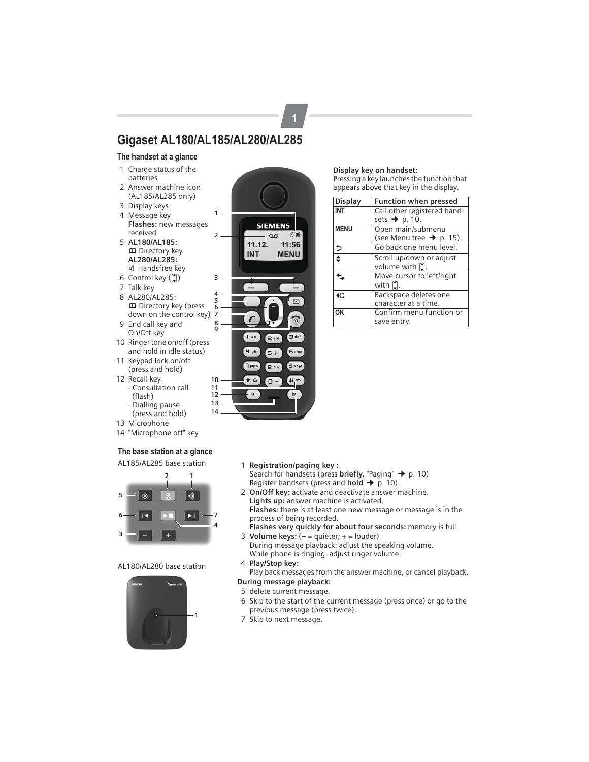# Gigaset AL180/AL185/AL280/AL285

## The handset at a glance

1 Charge status of the batteries
2 Answer machine icon (AL185/AL285 only)
3 Display keys
4 Message key
**Flashes:** new messages received
5 **AL180/AL185:**
Directory key
**AL280/AL285:**
Handsfree key
6 Control key
7 Talk key
8 AL280/AL285:
Directory key (press down on the control key)
9 End call key and On/Off key
10 Ringer tone on/off (press and hold in idle status)
11 Keypad lock on/off (press and hold)
12 Recall key
- Consultation call (flash)
- Dialling pause (press and hold)

13 Microphone
14 "Microphone off" key

**Display key on handset:**
Pressing a key launches the function that appears above that key in the display.

| Display | Function when pressed |
|---|---|
| INT | Call other registered handsets ➜ p. 10. |
| MENU | Open main/submenu (see Menu tree ➜ p. 15). |
| ⮌ | Go back one menu level. |
| ⬍ | Scroll up/down or adjust volume with the control key. |
| ⇆ | Move cursor to left/right with the control key. |
| ◂C | Backspace deletes one character at a time. |
| OK | Confirm menu function or save entry. |

## The base station at a glance

AL185/AL285 base station

AL180/AL280 base station

1 **Registration/paging key :**
Search for handsets (press **briefly**, "Paging" ➜ p. 10)
Register handsets (press and **hold** ➜ p. 10).
2 **On/Off key:** activate and deactivate answer machine.
**Lights up:** answer machine is activated.
**Flashes**: there is at least one new message or message is in the process of being recorded.
**Flashes very quickly for about four seconds:** memory is full.
3 **Volume keys:** (**–** = quieter; **+** = louder)
During message playback: adjust the speaking volume.
While phone is ringing: adjust ringer volume.
4 **Play/Stop key:**
Play back messages from the answer machine, or cancel playback.

**During message playback:**

5 delete current message.
6 Skip to the start of the current message (press once) or go to the previous message (press twice).
7 Skip to next message.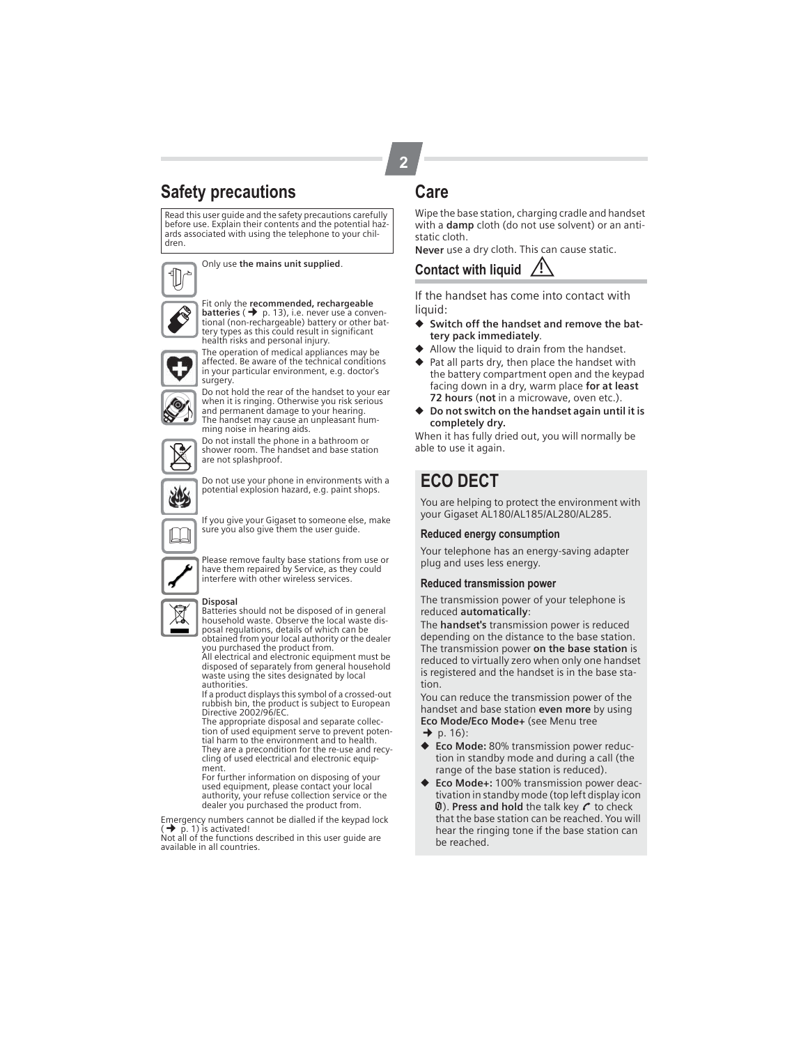# Safety precautions

Read this user guide and the safety precautions carefully before use. Explain their contents and the potential hazards associated with using the telephone to your children.

Only use **the mains unit supplied**.

Fit only the **recommended, rechargeable batteries** (➜ p. 13), i.e. never use a conventional (non-rechargeable) battery or other battery types as this could result in significant health risks and personal injury.

The operation of medical appliances may be affected. Be aware of the technical conditions in your particular environment, e.g. doctor's surgery.

Do not hold the rear of the handset to your ear when it is ringing. Otherwise you risk serious and permanent damage to your hearing. The handset may cause an unpleasant humming noise in hearing aids.

Do not install the phone in a bathroom or shower room. The handset and base station are not splashproof.

Do not use your phone in environments with a potential explosion hazard, e.g. paint shops.

If you give your Gigaset to someone else, make sure you also give them the user guide.

Please remove faulty base stations from use or have them repaired by Service, as they could interfere with other wireless services.

**Disposal**
Batteries should not be disposed of in general household waste. Observe the local waste disposal regulations, details of which can be obtained from your local authority or the dealer you purchased the product from.
All electrical and electronic equipment must be disposed of separately from general household waste using the sites designated by local authorities.
If a product displays this symbol of a crossed-out rubbish bin, the product is subject to European Directive 2002/96/EC.
The appropriate disposal and separate collection of used equipment serve to prevent potential harm to the environment and to health. They are a precondition for the re-use and recycling of used electrical and electronic equipment.
For further information on disposing of your used equipment, please contact your local authority, your refuse collection service or the dealer you purchased the product from.

Emergency numbers cannot be dialled if the keypad lock (➜ p. 1) is activated!
Not all of the functions described in this user guide are available in all countries.

# Care

Wipe the base station, charging cradle and handset with a **damp** cloth (do not use solvent) or an anti-static cloth.
**Never** use a dry cloth. This can cause static.

## Contact with liquid ⚠

If the handset has come into contact with liquid:

- **Switch off the handset and remove the battery pack immediately**.
- Allow the liquid to drain from the handset.
- Pat all parts dry, then place the handset with the battery compartment open and the keypad facing down in a dry, warm place **for at least 72 hours** (**not** in a microwave, oven etc.).
- **Do not switch on the handset again until it is completely dry.**

When it has fully dried out, you will normally be able to use it again.

# ECO DECT

You are helping to protect the environment with your Gigaset AL180/AL185/AL280/AL285.

### Reduced energy consumption

Your telephone has an energy-saving adapter plug and uses less energy.

### Reduced transmission power

The transmission power of your telephone is reduced **automatically**:

The **handset's** transmission power is reduced depending on the distance to the base station. The transmission power **on the base station** is reduced to virtually zero when only one handset is registered and the handset is in the base station.

You can reduce the transmission power of the handset and base station **even more** by using **Eco Mode/Eco Mode+** (see Menu tree ➜ p. 16):

- **Eco Mode:** 80% transmission power reduction in standby mode and during a call (the range of the base station is reduced).
- **Eco Mode+:** 100% transmission power deactivation in standby mode (top left display icon ⓿). **Press and hold** the talk key to check that the base station can be reached. You will hear the ringing tone if the base station can be reached.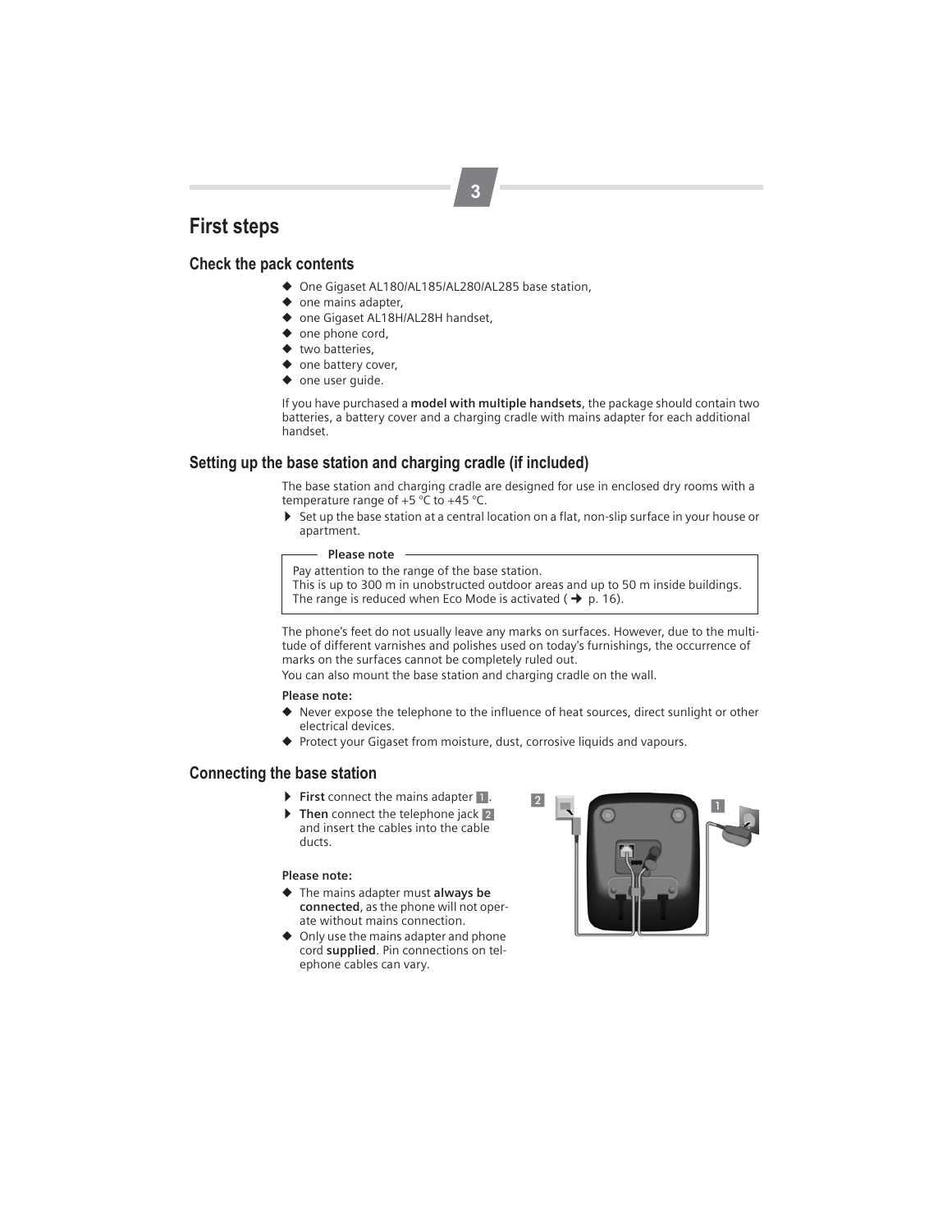# First steps

## Check the pack contents

- One Gigaset AL180/AL185/AL280/AL285 base station,
- one mains adapter,
- one Gigaset AL18H/AL28H handset,
- one phone cord,
- two batteries,
- one battery cover,
- one user guide.

If you have purchased a **model with multiple handsets**, the package should contain two batteries, a battery cover and a charging cradle with mains adapter for each additional handset.

## Setting up the base station and charging cradle (if included)

The base station and charging cradle are designed for use in enclosed dry rooms with a temperature range of +5 °C to +45 °C.

- Set up the base station at a central location on a flat, non-slip surface in your house or apartment.

**Please note**

Pay attention to the range of the base station.
This is up to 300 m in unobstructed outdoor areas and up to 50 m inside buildings. The range is reduced when Eco Mode is activated (→ p. 16).

The phone's feet do not usually leave any marks on surfaces. However, due to the multitude of different varnishes and polishes used on today's furnishings, the occurrence of marks on the surfaces cannot be completely ruled out.
You can also mount the base station and charging cradle on the wall.

**Please note:**

- Never expose the telephone to the influence of heat sources, direct sunlight or other electrical devices.
- Protect your Gigaset from moisture, dust, corrosive liquids and vapours.

## Connecting the base station

- **First** connect the mains adapter 1.
- **Then** connect the telephone jack 2 and insert the cables into the cable ducts.

**Please note:**

- The mains adapter must **always be connected**, as the phone will not operate without mains connection.
- Only use the mains adapter and phone cord **supplied**. Pin connections on telephone cables can vary.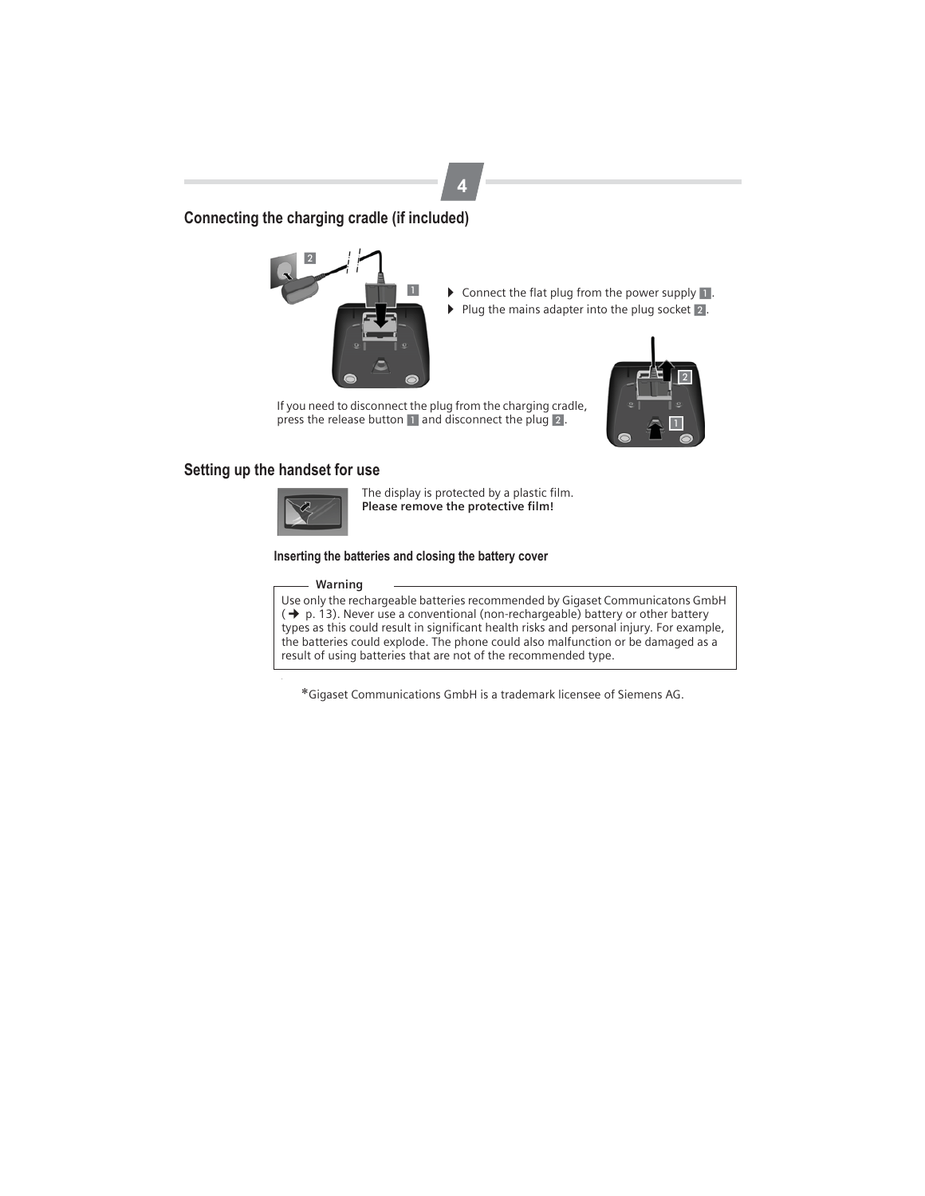## Connecting the charging cradle (if included)

- Connect the flat plug from the power supply 1.
- Plug the mains adapter into the plug socket 2.

If you need to disconnect the plug from the charging cradle, press the release button 1 and disconnect the plug 2.

## Setting up the handset for use

The display is protected by a plastic film.
**Please remove the protective film!**

### Inserting the batteries and closing the battery cover

**Warning**

Use only the rechargeable batteries recommended by Gigaset Communicatons GmbH (→ p. 13). Never use a conventional (non-rechargeable) battery or other battery types as this could result in significant health risks and personal injury. For example, the batteries could explode. The phone could also malfunction or be damaged as a result of using batteries that are not of the recommended type.

*Gigaset Communications GmbH is a trademark licensee of Siemens AG.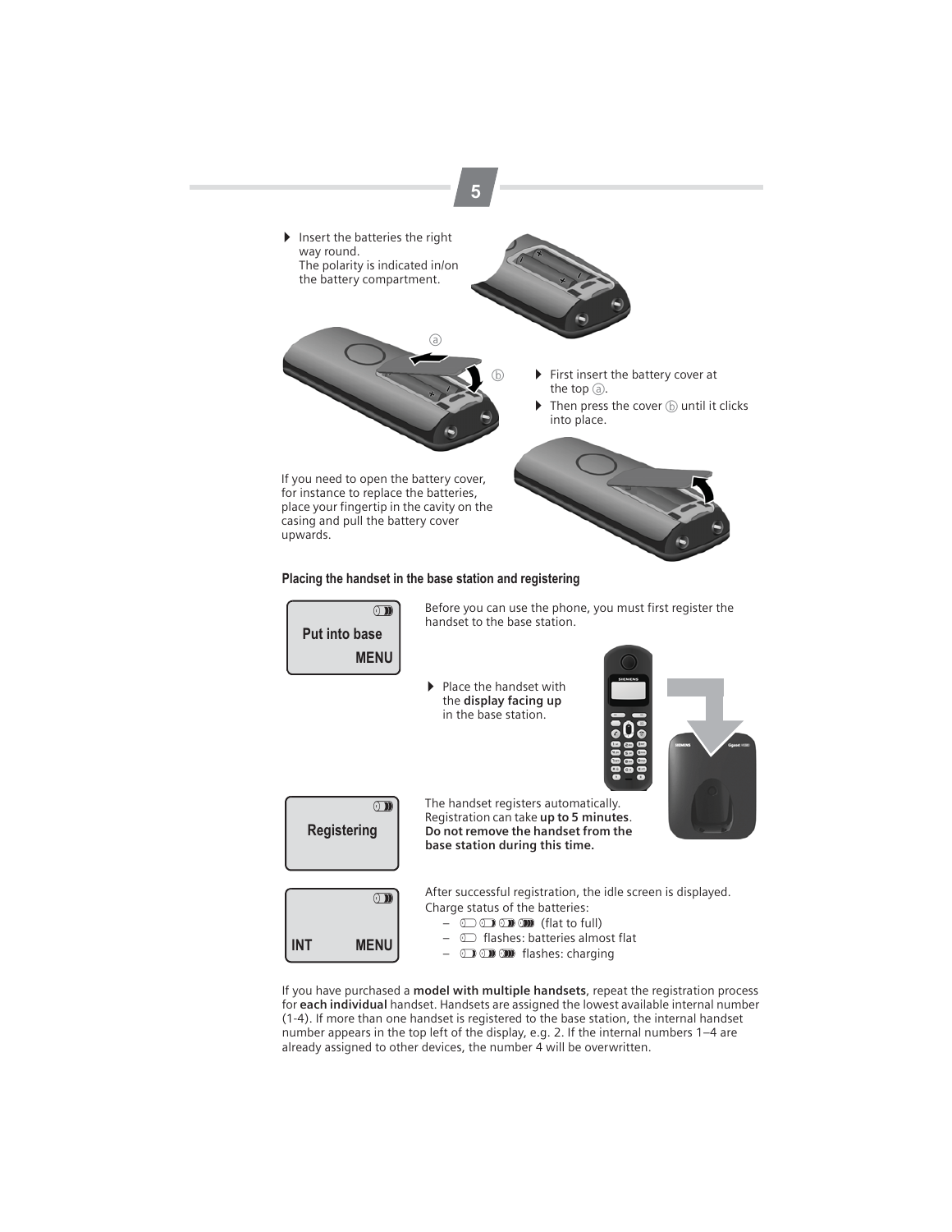- Insert the batteries the right way round.
  The polarity is indicated in/on the battery compartment.

- First insert the battery cover at the top ⓐ.
- Then press the cover ⓑ until it clicks into place.

If you need to open the battery cover, for instance to replace the batteries, place your fingertip in the cavity on the casing and pull the battery cover upwards.

**Placing the handset in the base station and registering**

Put into base
MENU

Before you can use the phone, you must first register the handset to the base station.

- Place the handset with the **display facing up** in the base station.

Registering

The handset registers automatically. Registration can take **up to 5 minutes**. **Do not remove the handset from the base station during this time.**

INT MENU

After successful registration, the idle screen is displayed.
Charge status of the batteries:

- (flat to full)
- flashes: batteries almost flat
- flashes: charging

If you have purchased a **model with multiple handsets**, repeat the registration process for **each individual** handset. Handsets are assigned the lowest available internal number (1-4). If more than one handset is registered to the base station, the internal handset number appears in the top left of the display, e.g. 2. If the internal numbers 1–4 are already assigned to other devices, the number 4 will be overwritten.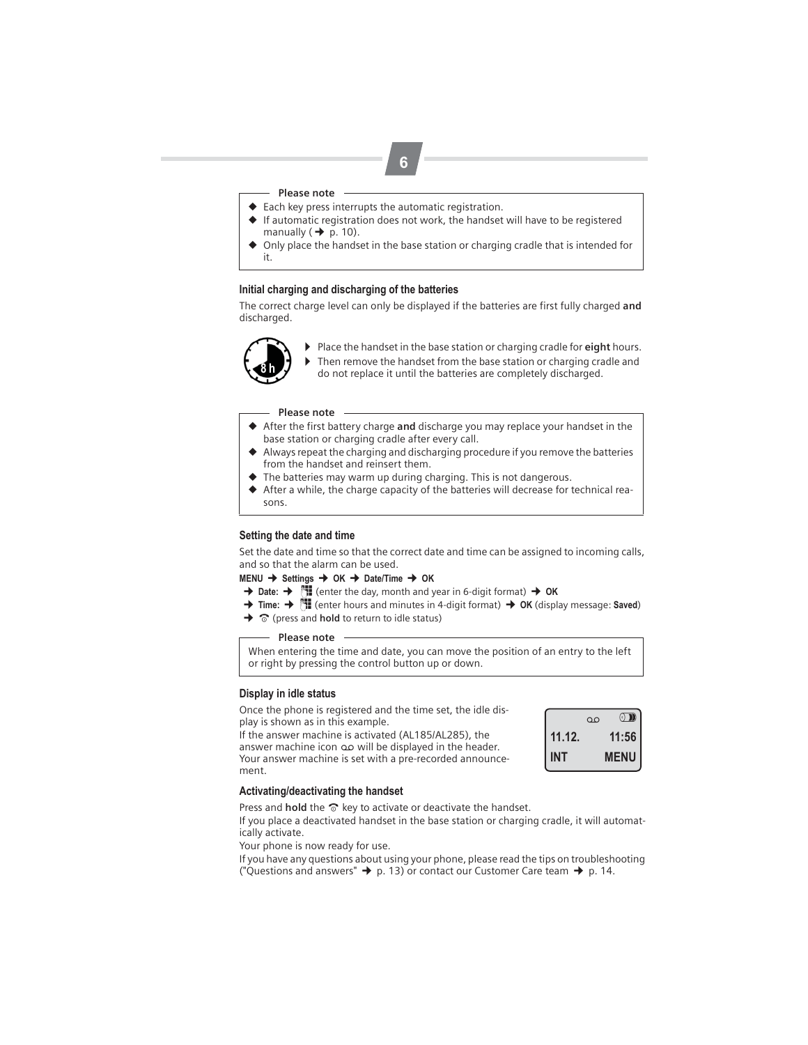**Please note**

- Each key press interrupts the automatic registration.
- If automatic registration does not work, the handset will have to be registered manually (➜ p. 10).
- Only place the handset in the base station or charging cradle that is intended for it.

### Initial charging and discharging of the batteries

The correct charge level can only be displayed if the batteries are first fully charged **and** discharged.

- Place the handset in the base station or charging cradle for **eight** hours.
- Then remove the handset from the base station or charging cradle and do not replace it until the batteries are completely discharged.

**Please note**

- After the first battery charge **and** discharge you may replace your handset in the base station or charging cradle after every call.
- Always repeat the charging and discharging procedure if you remove the batteries from the handset and reinsert them.
- The batteries may warm up during charging. This is not dangerous.
- After a while, the charge capacity of the batteries will decrease for technical reasons.

### Setting the date and time

Set the date and time so that the correct date and time can be assigned to incoming calls, and so that the alarm can be used.

**MENU** ➜ **Settings** ➜ **OK** ➜ **Date/Time** ➜ **OK**

➜ **Date:** ➜ (enter the day, month and year in 6-digit format) ➜ **OK**

➜ **Time:** ➜ (enter hours and minutes in 4-digit format) ➜ **OK** (display message: **Saved**)

➜ (press and **hold** to return to idle status)

**Please note**

When entering the time and date, you can move the position of an entry to the left or right by pressing the control button up or down.

### Display in idle status

Once the phone is registered and the time set, the idle display is shown as in this example.

If the answer machine is activated (AL185/AL285), the answer machine icon will be displayed in the header. Your answer machine is set with a pre-recorded announcement.

11.12. 11:56
INT MENU

### Activating/deactivating the handset

Press and **hold** the key to activate or deactivate the handset.

If you place a deactivated handset in the base station or charging cradle, it will automatically activate.

Your phone is now ready for use.

If you have any questions about using your phone, please read the tips on troubleshooting ("Questions and answers" ➜ p. 13) or contact our Customer Care team ➜ p. 14.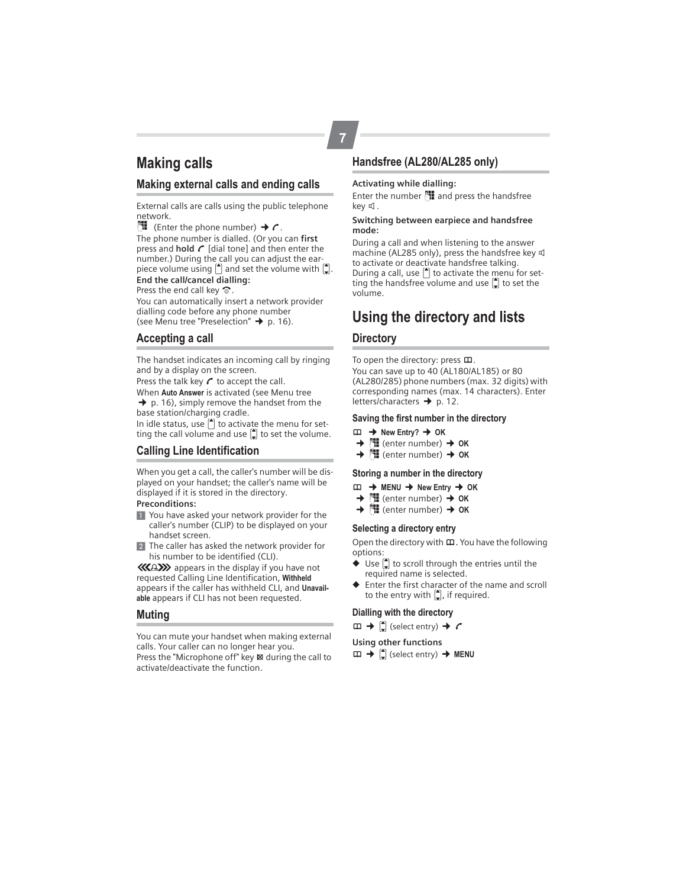# Making calls

## Making external calls and ending calls

External calls are calls using the public telephone network.

(Enter the phone number) → .

The phone number is dialled. (Or you can **first** press and **hold** [dial tone] and then enter the number.) During the call you can adjust the earpiece volume using and set the volume with .

**End the call/cancel dialling:**

Press the end call key .

You can automatically insert a network provider dialling code before any phone number (see Menu tree "Preselection" → p. 16).

## Accepting a call

The handset indicates an incoming call by ringing and by a display on the screen.

Press the talk key to accept the call.

When **Auto Answer** is activated (see Menu tree → p. 16), simply remove the handset from the base station/charging cradle.

In idle status, use to activate the menu for setting the call volume and use to set the volume.

## Calling Line Identification

When you get a call, the caller's number will be displayed on your handset; the caller's name will be displayed if it is stored in the directory.

**Preconditions:**

1. You have asked your network provider for the caller's number (CLIP) to be displayed on your handset screen.
2. The caller has asked the network provider for his number to be identified (CLI).

appears in the display if you have not requested Calling Line Identification, **Withheld** appears if the caller has withheld CLI, and **Unavailable** appears if CLI has not been requested.

## Muting

You can mute your handset when making external calls. Your caller can no longer hear you.

Press the "Microphone off" key during the call to activate/deactivate the function.

## Handsfree (AL280/AL285 only)

**Activating while dialling:**

Enter the number and press the handsfree key .

**Switching between earpiece and handsfree mode:**

During a call and when listening to the answer machine (AL285 only), press the handsfree key to activate or deactivate handsfree talking.

During a call, use to activate the menu for setting the handsfree volume and use to set the volume.

# Using the directory and lists

## Directory

To open the directory: press .

You can save up to 40 (AL180/AL185) or 80 (AL280/285) phone numbers (max. 32 digits) with corresponding names (max. 14 characters). Enter letters/characters → p. 12.

### Saving the first number in the directory

→ **New Entry?** → **OK**
→ (enter number) → **OK**
→ (enter number) → **OK**

### Storing a number in the directory

→ **MENU** → **New Entry** → **OK**
→ (enter number) → **OK**
→ (enter number) → **OK**

### Selecting a directory entry

Open the directory with . You have the following options:

- Use to scroll through the entries until the required name is selected.
- Enter the first character of the name and scroll to the entry with , if required.

### Dialling with the directory

→ (select entry) →

**Using other functions**

→ (select entry) → **MENU**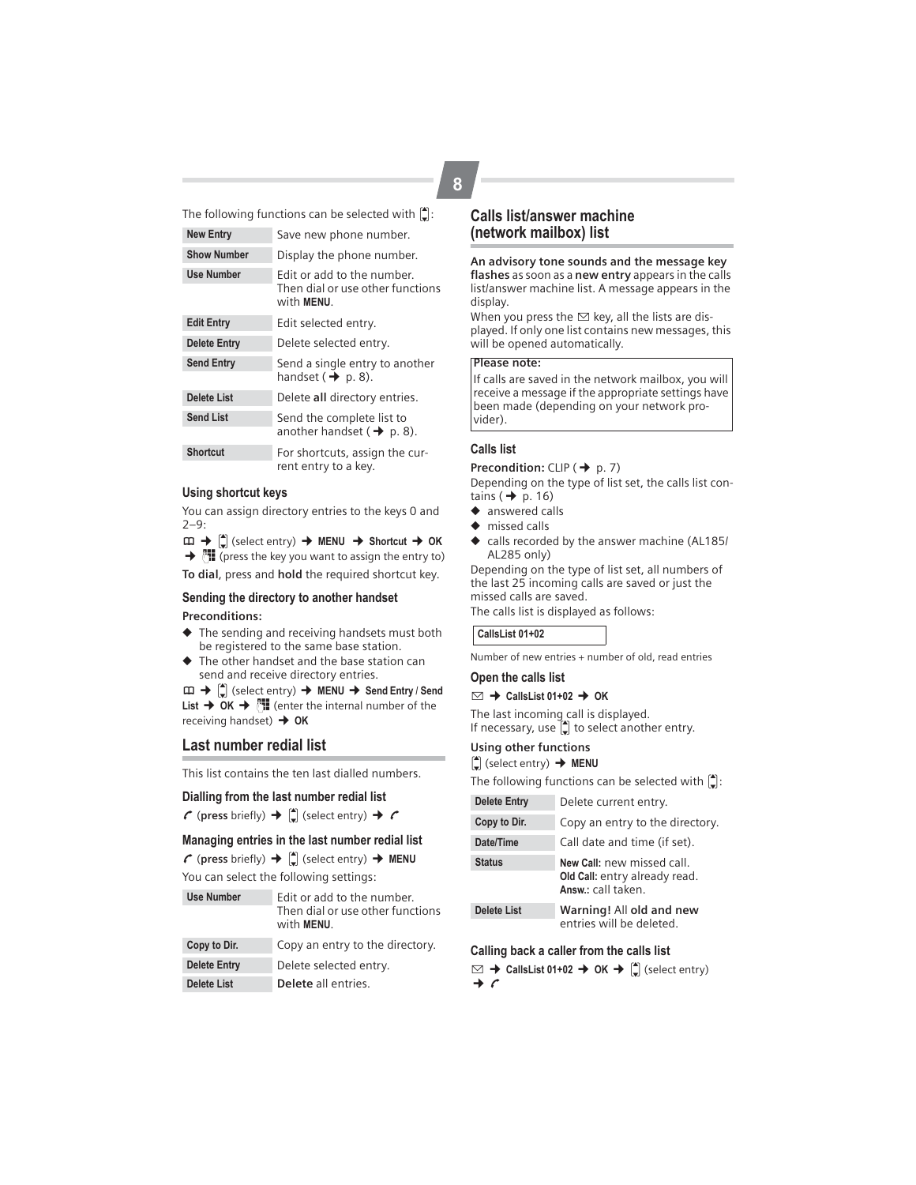The following functions can be selected with ⬍:

| | |
|---|---|
| **New Entry** | Save new phone number. |
| **Show Number** | Display the phone number. |
| **Use Number** | Edit or add to the number. Then dial or use other functions with **MENU**. |
| **Edit Entry** | Edit selected entry. |
| **Delete Entry** | Delete selected entry. |
| **Send Entry** | Send a single entry to another handset (➔ p. 8). |
| **Delete List** | Delete **all** directory entries. |
| **Send List** | Send the complete list to another handset (➔ p. 8). |
| **Shortcut** | For shortcuts, assign the current entry to a key. |

### Using shortcut keys

You can assign directory entries to the keys 0 and 2–9:

📖 ➔ ⬍ (select entry) ➔ **MENU** ➔ **Shortcut** ➔ **OK** ➔ ⌨ (press the key you want to assign the entry to)

**To dial**, press and **hold** the required shortcut key.

### Sending the directory to another handset

**Preconditions:**

- The sending and receiving handsets must both be registered to the same base station.
- The other handset and the base station can send and receive directory entries.

📖 ➔ ⬍ (select entry) ➔ **MENU** ➔ **Send Entry / Send List** ➔ **OK** ➔ ⌨ (enter the internal number of the receiving handset) ➔ **OK**

## Last number redial list

This list contains the ten last dialled numbers.

### Dialling from the last number redial list

📞 (**press** briefly) ➔ ⬍ (select entry) ➔ 📞

### Managing entries in the last number redial list

📞 (**press** briefly) ➔ ⬍ (select entry) ➔ **MENU**

You can select the following settings:

| | |
|---|---|
| **Use Number** | Edit or add to the number. Then dial or use other functions with **MENU**. |
| **Copy to Dir.** | Copy an entry to the directory. |
| **Delete Entry** | Delete selected entry. |
| **Delete List** | **Delete** all entries. |

## Calls list/answer machine (network mailbox) list

**An advisory tone sounds and the message key flashes** as soon as a **new entry** appears in the calls list/answer machine list. A message appears in the display.

When you press the ✉ key, all the lists are displayed. If only one list contains new messages, this will be opened automatically.

> **Please note:**
> If calls are saved in the network mailbox, you will receive a message if the appropriate settings have been made (depending on your network provider).

### Calls list

**Precondition:** CLIP (➔ p. 7)

Depending on the type of list set, the calls list contains (➔ p. 16)

- answered calls
- missed calls
- calls recorded by the answer machine (AL185/AL285 only)

Depending on the type of list set, all numbers of the last 25 incoming calls are saved or just the missed calls are saved.

The calls list is displayed as follows:

**CallsList 01+02**

Number of new entries + number of old, read entries

### Open the calls list

✉ ➔ **CallsList 01+02** ➔ **OK**

The last incoming call is displayed.
If necessary, use ⬍ to select another entry.

**Using other functions**

⬍ (select entry) ➔ **MENU**

The following functions can be selected with ⬍:

| | |
|---|---|
| **Delete Entry** | Delete current entry. |
| **Copy to Dir.** | Copy an entry to the directory. |
| **Date/Time** | Call date and time (if set). |
| **Status** | **New Call:** new missed call. **Old Call:** entry already read. **Answ.:** call taken. |
| **Delete List** | **Warning!** All **old and new** entries will be deleted. |

### Calling back a caller from the calls list

✉ ➔ **CallsList 01+02** ➔ **OK** ➔ ⬍ (select entry) ➔ 📞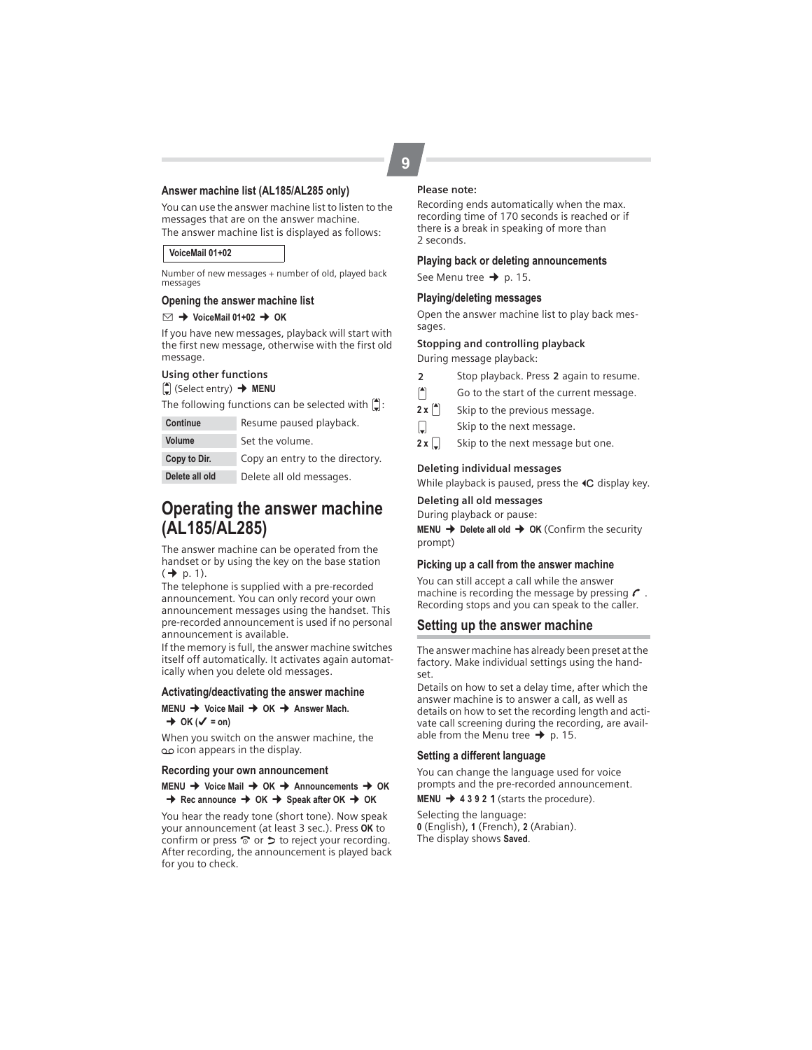### Answer machine list (AL185/AL285 only)

You can use the answer machine list to listen to the messages that are on the answer machine.
The answer machine list is displayed as follows:

**VoiceMail 01+02**

Number of new messages + number of old, played back messages

### Opening the answer machine list

✉ → **VoiceMail 01+02** → **OK**

If you have new messages, playback will start with the first new message, otherwise with the first old message.

**Using other functions**

(Select entry) → **MENU**

The following functions can be selected with :

| | |
|---|---|
| **Continue** | Resume paused playback. |
| **Volume** | Set the volume. |
| **Copy to Dir.** | Copy an entry to the directory. |
| **Delete all old** | Delete all old messages. |

## Operating the answer machine (AL185/AL285)

The answer machine can be operated from the handset or by using the key on the base station (→ p. 1).
The telephone is supplied with a pre-recorded announcement. You can only record your own announcement messages using the handset. This pre-recorded announcement is used if no personal announcement is available.
If the memory is full, the answer machine switches itself off automatically. It activates again automatically when you delete old messages.

### Activating/deactivating the answer machine

**MENU** → **Voice Mail** → **OK** → **Answer Mach.** → **OK** (✓ = on)

When you switch on the answer machine, the ꝏ icon appears in the display.

### Recording your own announcement

**MENU** → **Voice Mail** → **OK** → **Announcements** → **OK** → **Rec announce** → **OK** → **Speak after OK** → **OK**

You hear the ready tone (short tone). Now speak your announcement (at least 3 sec.). Press **OK** to confirm or press or to reject your recording. After recording, the announcement is played back for you to check.

**Please note:**

Recording ends automatically when the max. recording time of 170 seconds is reached or if there is a break in speaking of more than 2 seconds.

### Playing back or deleting announcements

See Menu tree → p. 15.

### Playing/deleting messages

Open the answer machine list to play back messages.

**Stopping and controlling playback**

During message playback:

| | |
|---|---|
| 2 | Stop playback. Press 2 again to resume. |
| ▲ | Go to the start of the current message. |
| 2 x ▲ | Skip to the previous message. |
| ▼ | Skip to the next message. |
| 2 x ▼ | Skip to the next message but one. |

**Deleting individual messages**

While playback is paused, press the ◂C display key.

**Deleting all old messages**

During playback or pause:

**MENU** → **Delete all old** → **OK** (Confirm the security prompt)

### Picking up a call from the answer machine

You can still accept a call while the answer machine is recording the message by pressing . Recording stops and you can speak to the caller.

## Setting up the answer machine

The answer machine has already been preset at the factory. Make individual settings using the handset.
Details on how to set a delay time, after which the answer machine is to answer a call, as well as details on how to set the recording length and activate call screening during the recording, are available from the Menu tree → p. 15.

### Setting a different language

You can change the language used for voice prompts and the pre-recorded announcement.

**MENU** → **4 3 9 2 1** (starts the procedure).

Selecting the language:
**0** (English), **1** (French), **2** (Arabian).
The display shows **Saved**.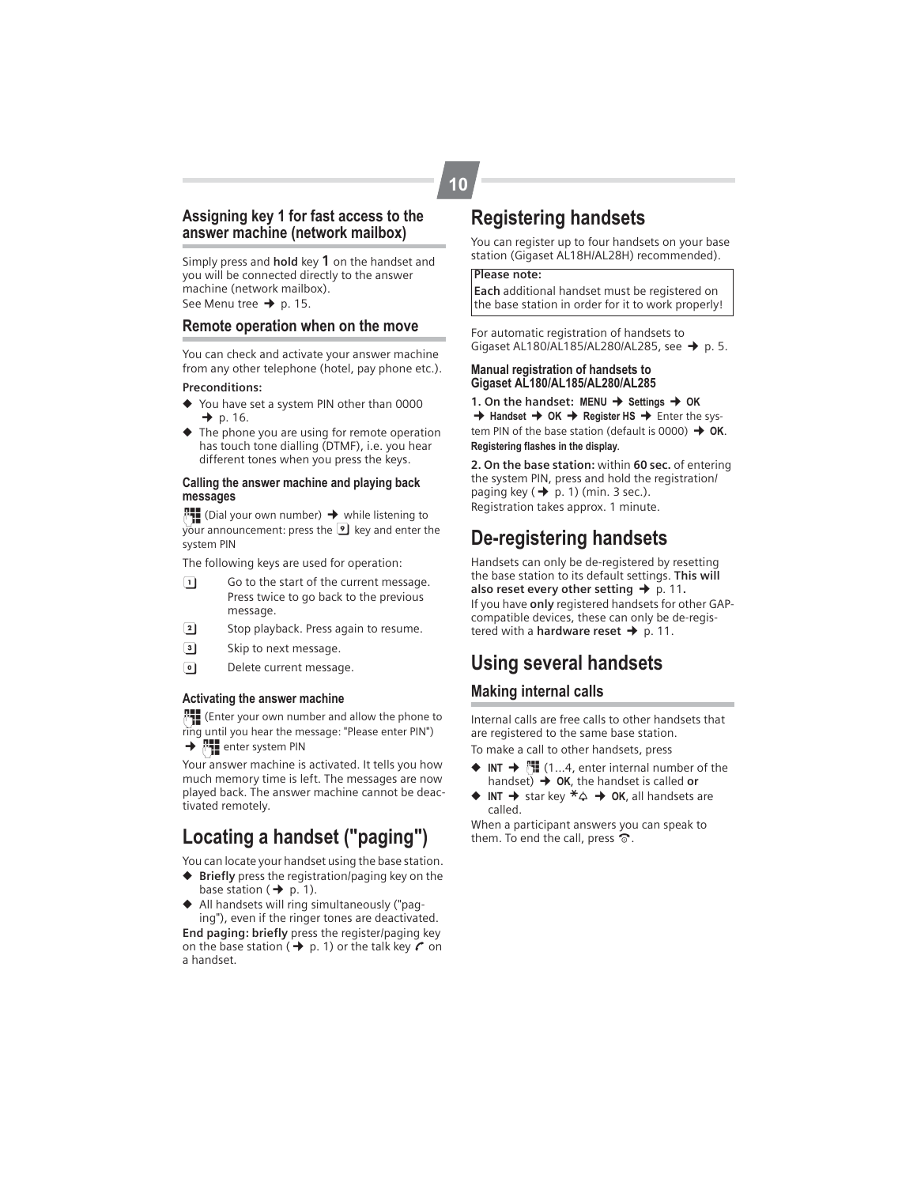## Assigning key 1 for fast access to the answer machine (network mailbox)

Simply press and **hold** key **1** on the handset and you will be connected directly to the answer machine (network mailbox).
See Menu tree ➜ p. 15.

## Remote operation when on the move

You can check and activate your answer machine from any other telephone (hotel, pay phone etc.).

**Preconditions:**

- You have set a system PIN other than 0000 ➜ p. 16.
- The phone you are using for remote operation has touch tone dialling (DTMF), i.e. you hear different tones when you press the keys.

### Calling the answer machine and playing back messages

(Dial your own number) ➜ while listening to your announcement: press the 9 key and enter the system PIN

The following keys are used for operation:

- 1 — Go to the start of the current message. Press twice to go back to the previous message.
- 2 — Stop playback. Press again to resume.
- 3 — Skip to next message.
- 0 — Delete current message.

### Activating the answer machine

(Enter your own number and allow the phone to ring until you hear the message: "Please enter PIN") ➜ enter system PIN

Your answer machine is activated. It tells you how much memory time is left. The messages are now played back. The answer machine cannot be deactivated remotely.

# Locating a handset ("paging")

You can locate your handset using the base station.

- **Briefly** press the registration/paging key on the base station (➜ p. 1).
- All handsets will ring simultaneously ("paging"), even if the ringer tones are deactivated.

**End paging: briefly** press the register/paging key on the base station (➜ p. 1) or the talk key on a handset.

# Registering handsets

You can register up to four handsets on your base station (Gigaset AL18H/AL28H) recommended).

> **Please note:**
> **Each** additional handset must be registered on the base station in order for it to work properly!

For automatic registration of handsets to Gigaset AL180/AL185/AL280/AL285, see ➜ p. 5.

### Manual registration of handsets to Gigaset AL180/AL185/AL280/AL285

**1. On the handset:** **MENU** ➜ **Settings** ➜ **OK** ➜ **Handset** ➜ **OK** ➜ **Register HS** ➜ Enter the system PIN of the base station (default is 0000) ➜ **OK**. **Registering flashes in the display**.

**2. On the base station:** within **60 sec.** of entering the system PIN, press and hold the registration/paging key (➜ p. 1) (min. 3 sec.).
Registration takes approx. 1 minute.

# De-registering handsets

Handsets can only be de-registered by resetting the base station to its default settings. **This will also reset every setting** ➜ p. 11**.**
If you have **only** registered handsets for other GAP-compatible devices, these can only be de-registered with a **hardware reset** ➜ p. 11.

# Using several handsets

## Making internal calls

Internal calls are free calls to other handsets that are registered to the same base station.
To make a call to other handsets, press

- **INT** ➜ (1...4, enter internal number of the handset) ➜ **OK**, the handset is called **or**
- **INT** ➜ star key * ➜ **OK**, all handsets are called.

When a participant answers you can speak to them. To end the call, press .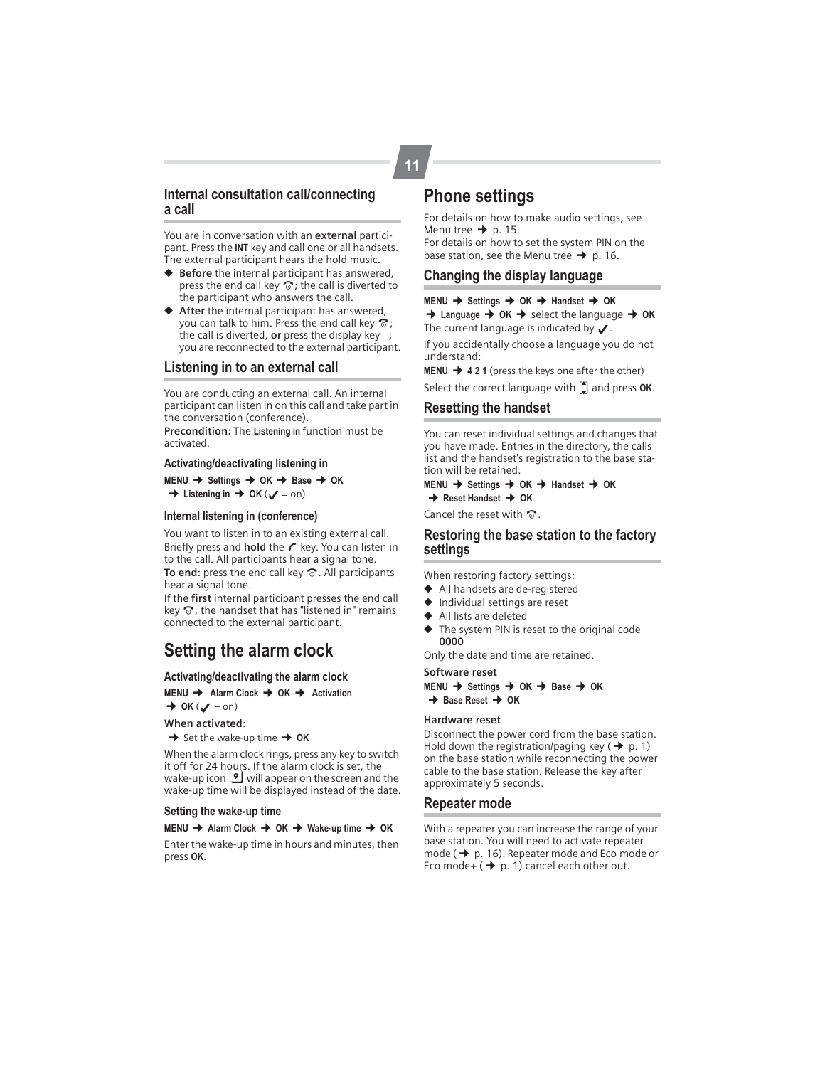## Internal consultation call/connecting a call

You are in conversation with an **external** participant. Press the **INT** key and call one or all handsets. The external participant hears the hold music.

- **Before** the internal participant has answered, press the end call key ; the call is diverted to the participant who answers the call.
- **After** the internal participant has answered, you can talk to him. Press the end call key ; the call is diverted, **or** press the display key ; you are reconnected to the external participant.

## Listening in to an external call

You are conducting an external call. An internal participant can listen in on this call and take part in the conversation (conference).

**Precondition:** The **Listening in** function must be activated.

### Activating/deactivating listening in

**MENU** → **Settings** → **OK** → **Base** → **OK** → **Listening in** → **OK** (✓ = on)

### Internal listening in (conference)

You want to listen in to an existing external call. Briefly press and **hold** the key. You can listen in to the call. All participants hear a signal tone.

**To end**: press the end call key . All participants hear a signal tone.

If the **first** internal participant presses the end call key , the handset that has "listened in" remains connected to the external participant.

# Setting the alarm clock

### Activating/deactivating the alarm clock

**MENU** → **Alarm Clock** → **OK** → **Activation** → **OK** (✓ = on)

**When activated**:

→ Set the wake-up time → **OK**

When the alarm clock rings, press any key to switch it off for 24 hours. If the alarm clock is set, the wake-up icon will appear on the screen and the wake-up time will be displayed instead of the date.

### Setting the wake-up time

**MENU** → **Alarm Clock** → **OK** → **Wake-up time** → **OK**

Enter the wake-up time in hours and minutes, then press **OK**.

# Phone settings

For details on how to make audio settings, see Menu tree → p. 15.
For details on how to set the system PIN on the base station, see the Menu tree → p. 16.

## Changing the display language

**MENU** → **Settings** → **OK** → **Handset** → **OK** → **Language** → **OK** → select the language → **OK**

The current language is indicated by ✓.

If you accidentally choose a language you do not understand:

**MENU** → **4 2 1** (press the keys one after the other)

Select the correct language with and press **OK**.

## Resetting the handset

You can reset individual settings and changes that you have made. Entries in the directory, the calls list and the handset's registration to the base station will be retained.

**MENU** → **Settings** → **OK** → **Handset** → **OK** → **Reset Handset** → **OK**

Cancel the reset with .

## Restoring the base station to the factory settings

When restoring factory settings:

- All handsets are de-registered
- Individual settings are reset
- All lists are deleted
- The system PIN is reset to the original code **0000**

Only the date and time are retained.

**Software reset**

**MENU** → **Settings** → **OK** → **Base** → **OK** → **Base Reset** → **OK**

**Hardware reset**

Disconnect the power cord from the base station. Hold down the registration/paging key (→ p. 1) on the base station while reconnecting the power cable to the base station. Release the key after approximately 5 seconds.

## Repeater mode

With a repeater you can increase the range of your base station. You will need to activate repeater mode (→ p. 16). Repeater mode and Eco mode or Eco mode+ (→ p. 1) cancel each other out.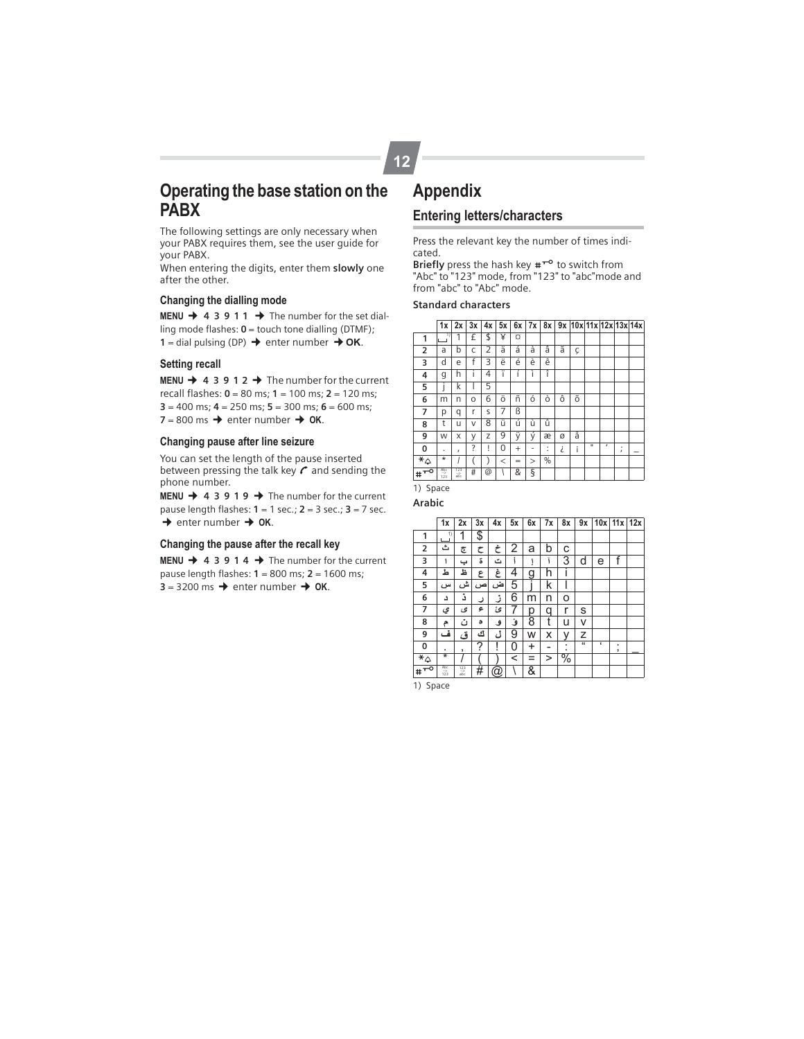# Operating the base station on the PABX

The following settings are only necessary when your PABX requires them, see the user guide for your PABX.

When entering the digits, enter them **slowly** one after the other.

### Changing the dialling mode

**MENU** ➔ **4 3 9 1 1** ➔ The number for the set dialling mode flashes: **0** = touch tone dialling (DTMF); **1** = dial pulsing (DP) ➔ enter number ➔ **OK**.

### Setting recall

**MENU** ➔ **4 3 9 1 2** ➔ The number for the current recall flashes: **0** = 80 ms; **1** = 100 ms; **2** = 120 ms; **3** = 400 ms; **4** = 250 ms; **5** = 300 ms; **6** = 600 ms; **7** = 800 ms ➔ enter number ➔ **OK**.

### Changing pause after line seizure

You can set the length of the pause inserted between pressing the talk key and sending the phone number.

**MENU** ➔ **4 3 9 1 9** ➔ The number for the current pause length flashes: **1** = 1 sec.; **2** = 3 sec.; **3** = 7 sec. ➔ enter number ➔ **OK**.

### Changing the pause after the recall key

**MENU** ➔ **4 3 9 1 4** ➔ The number for the current pause length flashes: **1** = 800 ms; **2** = 1600 ms; **3** = 3200 ms ➔ enter number ➔ **OK**.

# Appendix

## Entering letters/characters

Press the relevant key the number of times indicated.

**Briefly** press the hash key to switch from "Abc" to "123" mode, from "123" to "abc"mode and from "abc" to "Abc" mode.

**Standard characters**

| | 1x | 2x | 3x | 4x | 5x | 6x | 7x | 8x | 9x | 10x | 11x | 12x | 13x | 14x |
|---|---|---|---|---|---|---|---|---|---|---|---|---|---|---|
| 1 | ␣ 1) | 1 | £ | $ | ¥ | ¤ | | | | | | | | |
| 2 | a | b | c | 2 | ä | á | à | â | ã | ç | | | | |
| 3 | d | e | f | 3 | ë | é | è | ê | | | | | | |
| 4 | g | h | i | 4 | ï | í | ì | î | | | | | | |
| 5 | j | k | l | 5 | | | | | | | | | | |
| 6 | m | n | o | 6 | ö | ñ | ó | ò | ô | õ | | | | |
| 7 | p | q | r | s | 7 | ß | | | | | | | | |
| 8 | t | u | v | 8 | ü | ú | ù | û | | | | | | |
| 9 | w | x | y | z | 9 | ÿ | ý | æ | ø | å | | | | |
| 0 | . | , | ? | ! | 0 | + | - | : | ¿ | ¡ | " | ' | ; | _ |
| * | * | / | ( | ) | < | = | > | % | | | | | | |
| # | Abc -> 123 | 123 -> abc | # | @ | \ | & | § | | | | | | | |

1) Space

**Arabic**

| | 1x | 2x | 3x | 4x | 5x | 6x | 7x | 8x | 9x | 10x | 11x | 12x |
|---|---|---|---|---|---|---|---|---|---|---|---|---|
| 1 | ␣ 1) | 1 | $ | | | | | | | | | |
| 2 | ث | ج | ح | خ | 2 | a | b | c | | | | |
| 3 | ا | ب | ة | ت | أ | إ | آ | 3 | d | e | f | |
| 4 | ط | ظ | ع | غ | 4 | g | h | i | | | | |
| 5 | س | ش | ص | ض | 5 | j | k | l | | | | |
| 6 | د | ذ | ر | ز | 6 | m | n | o | | | | |
| 7 | ي | ى | ء | ئ | 7 | p | q | r | s | | | |
| 8 | م | ن | ه | و | ؤ | 8 | t | u | v | | | |
| 9 | ف | ق | ك | ل | 9 | w | x | y | z | | | |
| 0 | . | , | ? | ! | 0 | + | - | : | " | ' | ; | _ |
| * | * | / | ( | ) | < | = | > | % | | | | |
| # | Abc -> 123 | 123 -> abc | # | @ | \ | & | | | | | | |

1) Space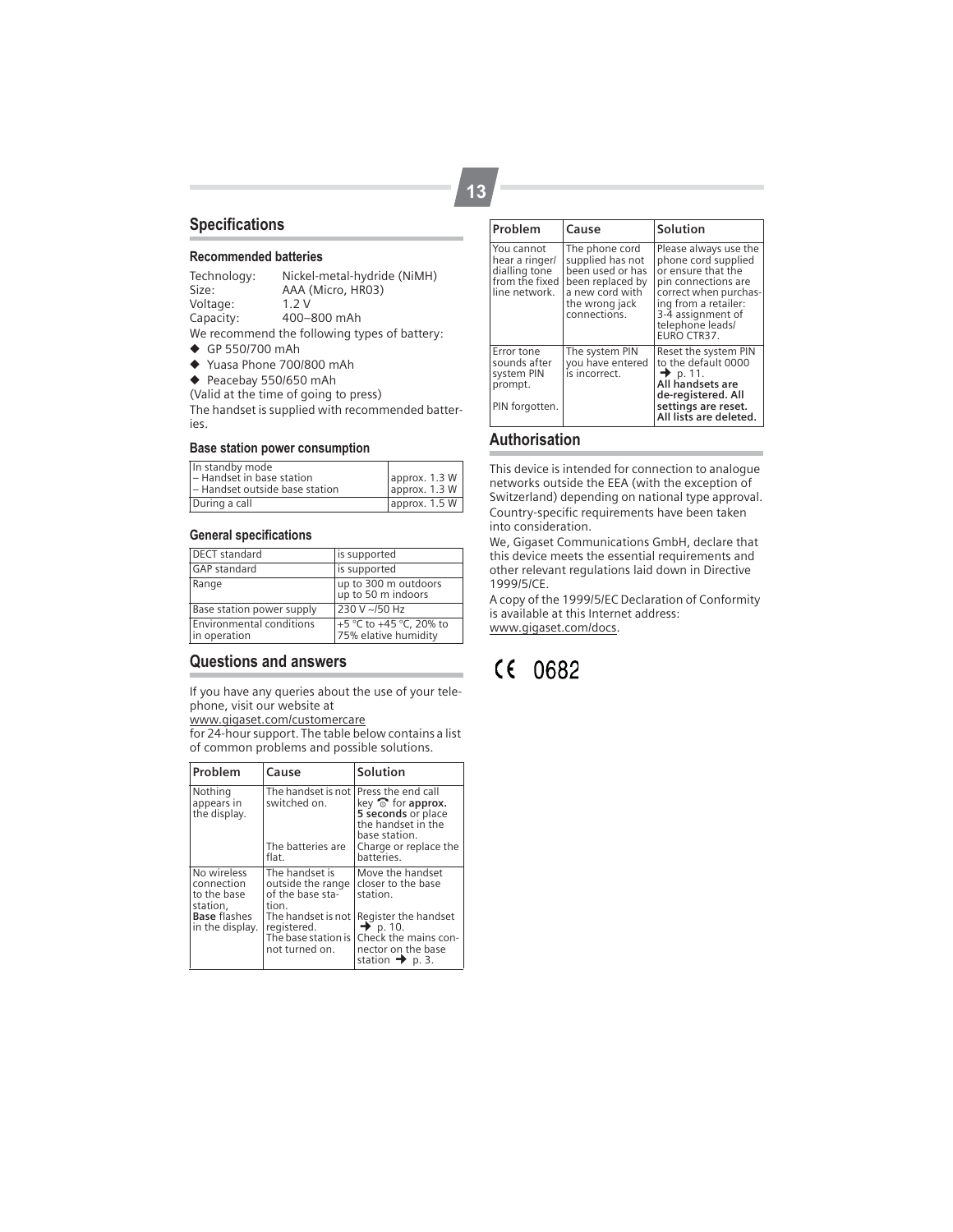## Specifications

### Recommended batteries

Technology: Nickel-metal-hydride (NiMH)
Size: AAA (Micro, HR03)
Voltage: 1.2 V
Capacity: 400–800 mAh

We recommend the following types of battery:

- ◆ GP 550/700 mAh
- ◆ Yuasa Phone 700/800 mAh
- ◆ Peacebay 550/650 mAh

(Valid at the time of going to press)

The handset is supplied with recommended batteries.

### Base station power consumption

| In standby mode | |
|---|---|
| – Handset in base station | approx. 1.3 W |
| – Handset outside base station | approx. 1.3 W |
| During a call | approx. 1.5 W |

### General specifications

| DECT standard | is supported |
|---|---|
| GAP standard | is supported |
| Range | up to 300 m outdoors up to 50 m indoors |
| Base station power supply | 230 V ~/50 Hz |
| Environmental conditions in operation | +5 °C to +45 °C, 20% to 75% elative humidity |

## Questions and answers

If you have any queries about the use of your telephone, visit our website at
www.gigaset.com/customercare
for 24-hour support. The table below contains a list of common problems and possible solutions.

| Problem | Cause | Solution |
|---|---|---|
| Nothing appears in the display. | The handset is not switched on. | Press the end call key for **approx. 5 seconds** or place the handset in the base station. |
| | The batteries are flat. | Charge or replace the batteries. |
| No wireless connection to the base station, **Base** flashes in the display. | The handset is outside the range of the base station. | Move the handset closer to the base station. |
| | The handset is not registered. | Register the handset → p. 10. |
| | The base station is not turned on. | Check the mains connector on the base station → p. 3. |
| You cannot hear a ringer/ dialling tone from the fixed line network. | The phone cord supplied has not been used or has been replaced by a new cord with the wrong jack connections. | Please always use the phone cord supplied or ensure that the pin connections are correct when purchasing from a retailer: 3-4 assignment of telephone leads/ EURO CTR37. |
| Error tone sounds after system PIN prompt. PIN forgotten. | The system PIN you have entered is incorrect. | Reset the system PIN to the default 0000 → p. 11. **All handsets are de-registered. All settings are reset. All lists are deleted.** |

## Authorisation

This device is intended for connection to analogue networks outside the EEA (with the exception of Switzerland) depending on national type approval.

Country-specific requirements have been taken into consideration.

We, Gigaset Communications GmbH, declare that this device meets the essential requirements and other relevant regulations laid down in Directive 1999/5/CE.

A copy of the 1999/5/EC Declaration of Conformity is available at this Internet address:
www.gigaset.com/docs.

CE 0682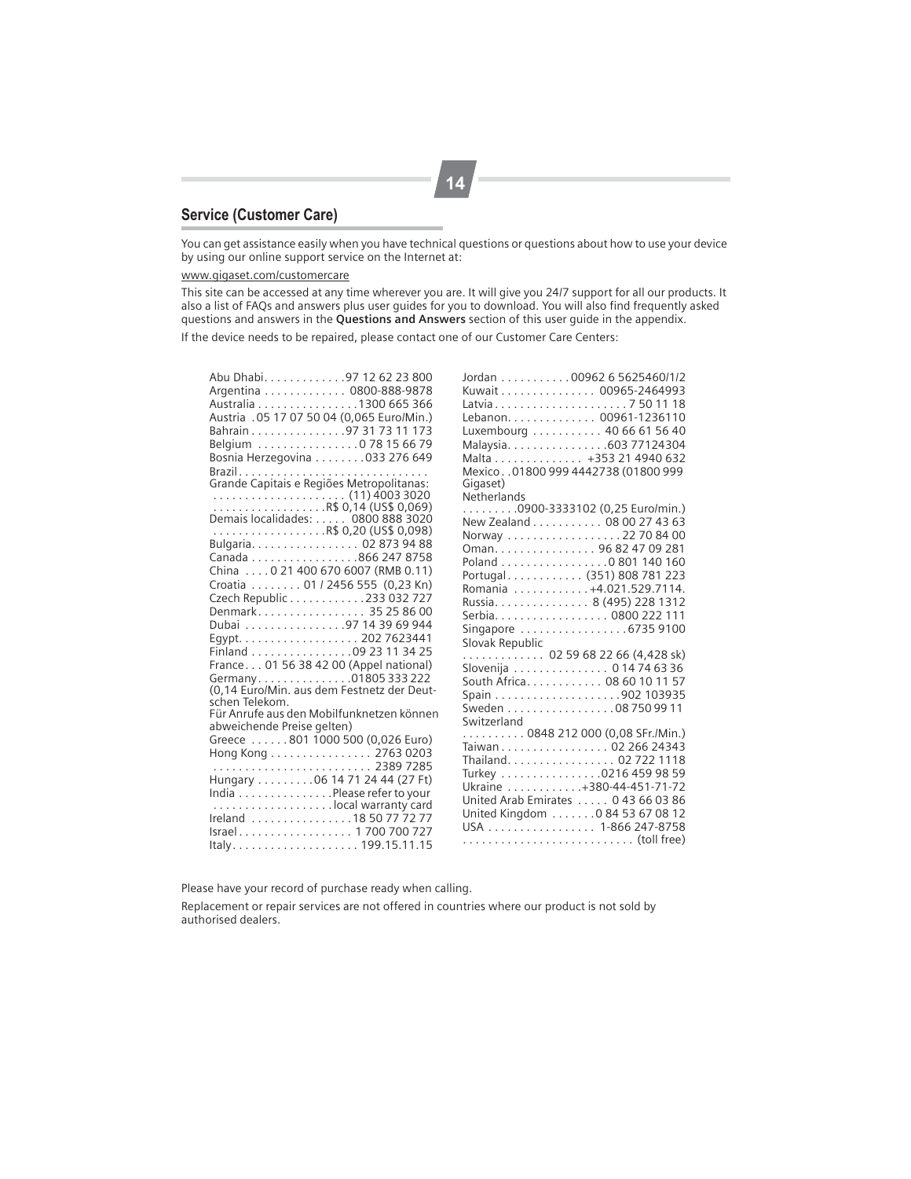## Service (Customer Care)

You can get assistance easily when you have technical questions or questions about how to use your device by using our online support service on the Internet at:

www.gigaset.com/customercare

This site can be accessed at any time wherever you are. It will give you 24/7 support for all our products. It also a list of FAQs and answers plus user guides for you to download. You will also find frequently asked questions and answers in the **Questions and Answers** section of this user guide in the appendix.

If the device needs to be repaired, please contact one of our Customer Care Centers:

Abu Dhabi . . . . . . . . . . . . .97 12 62 23 800
Argentina . . . . . . . . . . . . . 0800-888-9878
Australia . . . . . . . . . . . . . . . .1300 665 366
Austria .05 17 07 50 04 (0,065 Euro/Min.)
Bahrain . . . . . . . . . . . . . . .97 31 73 11 173
Belgium . . . . . . . . . . . . . . . . 0 78 15 66 79
Bosnia Herzegovina . . . . . . . .033 276 649
Brazil . . . . . . . . . . . . . . . . . . . . . . . . . . . . .
Grande Capitais e Regiões Metropolitanas:
. . . . . . . . . . . . . . . . . . . . . (11) 4003 3020
. . . . . . . . . . . . . . . . . .R$ 0,14 (US$ 0,069)
Demais localidades: . . . . . 0800 888 3020
. . . . . . . . . . . . . . . . . .R$ 0,20 (US$ 0,098)
Bulgaria. . . . . . . . . . . . . . . . . 02 873 94 88
Canada . . . . . . . . . . . . . . . . .866 247 8758
China . . . . 0 21 400 670 6007 (RMB 0.11)
Croatia . . . . . . . . 01 / 2456 555 (0,23 Kn)
Czech Republic . . . . . . . . . . . .233 032 727
Denmark . . . . . . . . . . . . . . . . . 35 25 86 00
Dubai . . . . . . . . . . . . . . . .97 14 39 69 944
Egypt. . . . . . . . . . . . . . . . . . . 202 7623441
Finland . . . . . . . . . . . . . . . .09 23 11 34 25
France . . . 01 56 38 42 00 (Appel national)
Germany . . . . . . . . . . . . . . .01805 333 222
(0,14 Euro/Min. aus dem Festnetz der Deutschen Telekom.
Für Anrufe aus den Mobilfunknetzen können abweichende Preise gelten)
Greece . . . . . . 801 1000 500 (0,026 Euro)
Hong Kong . . . . . . . . . . . . . . . . 2763 0203
. . . . . . . . . . . . . . . . . . . . . . . . . 2389 7285
Hungary . . . . . . . . .06 14 71 24 44 (27 Ft)
India . . . . . . . . . . . . . . .Please refer to your
. . . . . . . . . . . . . . . . . . .local warranty card
Ireland . . . . . . . . . . . . . . . .18 50 77 72 77
Israel . . . . . . . . . . . . . . . . . . 1 700 700 727
Italy. . . . . . . . . . . . . . . . . . . . 199.15.11.15
Jordan . . . . . . . . . . .00962 6 5625460/1/2
Kuwait . . . . . . . . . . . . . . . 00965-2464993
Latvia . . . . . . . . . . . . . . . . . . . . . 7 50 11 18
Lebanon. . . . . . . . . . . . . . 00961-1236110
Luxembourg . . . . . . . . . . . 40 66 61 56 40
Malaysia. . . . . . . . . . . . . . . .603 77124304
Malta . . . . . . . . . . . . . . +353 21 4940 632
Mexico . .01800 999 4442738 (01800 999 Gigaset)
Netherlands
. . . . . . . . .0900-3333102 (0,25 Euro/min.)
New Zealand . . . . . . . . . . . 08 00 27 43 63
Norway . . . . . . . . . . . . . . . . . . 22 70 84 00
Oman. . . . . . . . . . . . . . . . 96 82 47 09 281
Poland . . . . . . . . . . . . . . . . .0 801 140 160
Portugal. . . . . . . . . . . . (351) 808 781 223
Romania . . . . . . . . . . . .+4.021.529.7114.
Russia. . . . . . . . . . . . . . . 8 (495) 228 1312
Serbia. . . . . . . . . . . . . . . . . . 0800 222 111
Singapore . . . . . . . . . . . . . . . . .6735 9100
Slovak Republic
. . . . . . . . . . . . . 02 59 68 22 66 (4,428 sk)
Slovenija . . . . . . . . . . . . . . . 0 14 74 63 36
South Africa. . . . . . . . . . . . 08 60 10 11 57
Spain . . . . . . . . . . . . . . . . . . . .902 103935
Sweden . . . . . . . . . . . . . . . . .08 750 99 11
Switzerland
. . . . . . . . . . 0848 212 000 (0,08 SFr./Min.)
Taiwan . . . . . . . . . . . . . . . . . 02 266 24343
Thailand. . . . . . . . . . . . . . . . . 02 722 1118
Turkey . . . . . . . . . . . . . . . .0216 459 98 59
Ukraine . . . . . . . . . . . .+380-44-451-71-72
United Arab Emirates . . . . . 0 43 66 03 86
United Kingdom . . . . . . .0 84 53 67 08 12
USA . . . . . . . . . . . . . . . . . 1-866 247-8758
. . . . . . . . . . . . . . . . . . . . . . . . . . . (toll free)

Please have your record of purchase ready when calling.

Replacement or repair services are not offered in countries where our product is not sold by authorised dealers.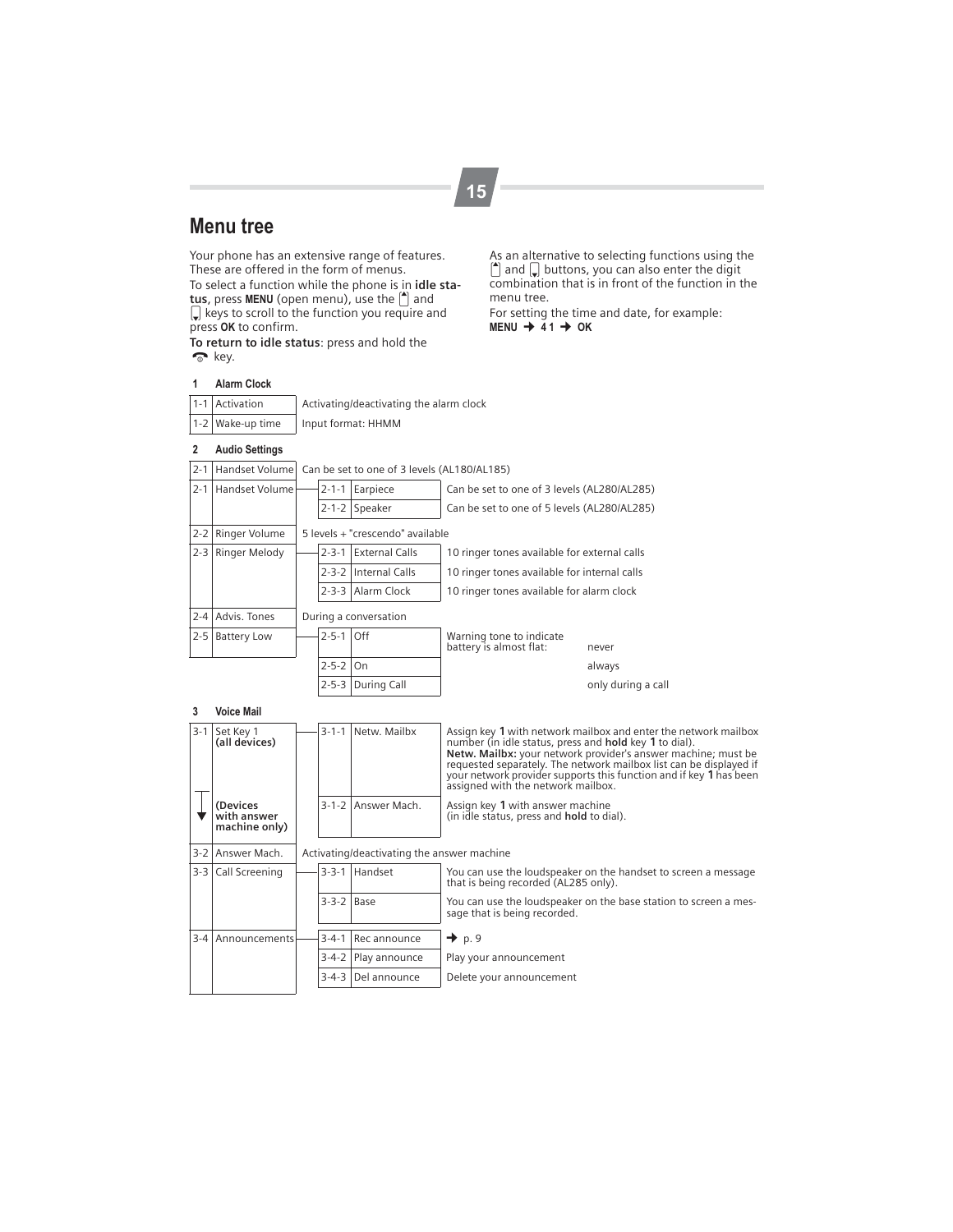# Menu tree

Your phone has an extensive range of features. These are offered in the form of menus.

To select a function while the phone is in **idle status**, press **MENU** (open menu), use the ▲ and ▼ keys to scroll to the function you require and press **OK** to confirm.

**To return to idle status**: press and hold the ☎ key.

As an alternative to selecting functions using the ▲ and ▼ buttons, you can also enter the digit combination that is in front of the function in the menu tree.

For setting the time and date, for example:
**MENU → 4 1 → OK**

### 1 Alarm Clock

| | | |
|---|---|---|
| 1-1 | Activation | Activating/deactivating the alarm clock |
| 1-2 | Wake-up time | Input format: HHMM |

### 2 Audio Settings

| | | | | |
|---|---|---|---|---|
| 2-1 | Handset Volume | Can be set to one of 3 levels (AL180/AL185) | | |
| 2-1 | Handset Volume | 2-1-1 | Earpiece | Can be set to one of 3 levels (AL280/AL285) |
| | | 2-1-2 | Speaker | Can be set to one of 5 levels (AL280/AL285) |
| 2-2 | Ringer Volume | 5 levels + "crescendo" available | | |
| 2-3 | Ringer Melody | 2-3-1 | External Calls | 10 ringer tones available for external calls |
| | | 2-3-2 | Internal Calls | 10 ringer tones available for internal calls |
| | | 2-3-3 | Alarm Clock | 10 ringer tones available for alarm clock |
| 2-4 | Advis. Tones | During a conversation | | |
| 2-5 | Battery Low | 2-5-1 | Off | Warning tone to indicate battery is almost flat: never |
| | | 2-5-2 | On | always |
| | | 2-5-3 | During Call | only during a call |

### 3 Voice Mail

| | | | | |
|---|---|---|---|---|
| 3-1 | Set Key 1 **(all devices)** | 3-1-1 | Netw. Mailbx | Assign key **1** with network mailbox and enter the network mailbox number (in idle status, press and **hold** key **1** to dial). **Netw. Mailbx:** your network provider's answer machine; must be requested separately. The network mailbox list can be displayed if your network provider supports this function and if key **1** has been assigned with the network mailbox. |
| | **(Devices with answer machine only)** | 3-1-2 | Answer Mach. | Assign key **1** with answer machine (in idle status, press and **hold** to dial). |
| 3-2 | Answer Mach. | Activating/deactivating the answer machine | | |
| 3-3 | Call Screening | 3-3-1 | Handset | You can use the loudspeaker on the handset to screen a message that is being recorded (AL285 only). |
| | | 3-3-2 | Base | You can use the loudspeaker on the base station to screen a message that is being recorded. |
| 3-4 | Announcements | 3-4-1 | Rec announce | → p. 9 |
| | | 3-4-2 | Play announce | Play your announcement |
| | | 3-4-3 | Del announce | Delete your announcement |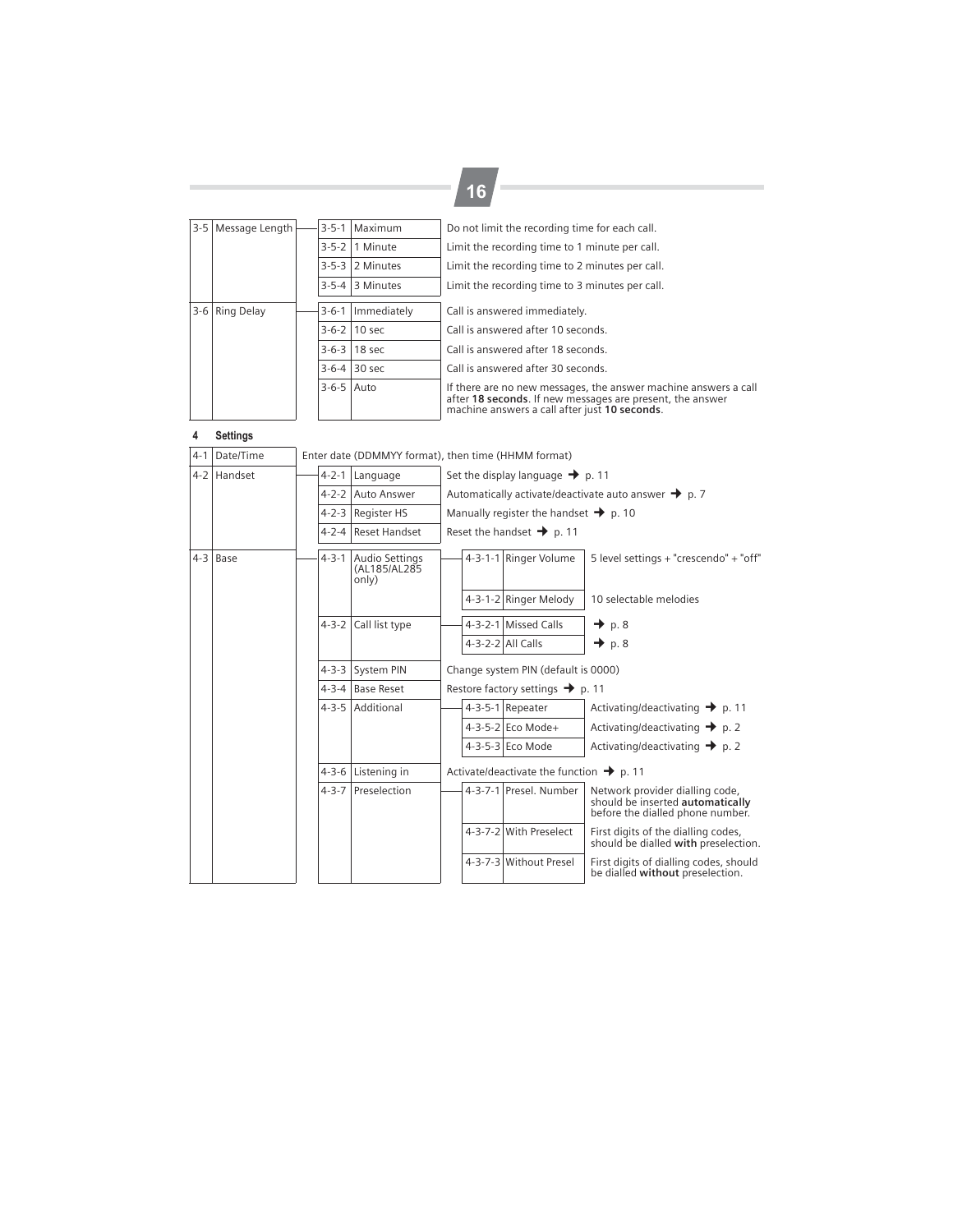| | | | | | | |
|---|---|---|---|---|---|---|
| 3-5 | Message Length | 3-5-1 | Maximum | Do not limit the recording time for each call. | | |
| | | 3-5-2 | 1 Minute | Limit the recording time to 1 minute per call. | | |
| | | 3-5-3 | 2 Minutes | Limit the recording time to 2 minutes per call. | | |
| | | 3-5-4 | 3 Minutes | Limit the recording time to 3 minutes per call. | | |
| 3-6 | Ring Delay | 3-6-1 | Immediately | Call is answered immediately. | | |
| | | 3-6-2 | 10 sec | Call is answered after 10 seconds. | | |
| | | 3-6-3 | 18 sec | Call is answered after 18 seconds. | | |
| | | 3-6-4 | 30 sec | Call is answered after 30 seconds. | | |
| | | 3-6-5 | Auto | If there are no new messages, the answer machine answers a call after **18 seconds**. If new messages are present, the answer machine answers a call after just **10 seconds**. | | |

**4 Settings**

| | | | | | | |
|---|---|---|---|---|---|---|
| 4-1 | Date/Time | Enter date (DDMMYY format), then time (HHMM format) | | | | |
| 4-2 | Handset | 4-2-1 | Language | Set the display language ➜ p. 11 | | |
| | | 4-2-2 | Auto Answer | Automatically activate/deactivate auto answer ➜ p. 7 | | |
| | | 4-2-3 | Register HS | Manually register the handset ➜ p. 10 | | |
| | | 4-2-4 | Reset Handset | Reset the handset ➜ p. 11 | | |
| 4-3 | Base | 4-3-1 | Audio Settings (AL185/AL285 only) | 4-3-1-1 | Ringer Volume | 5 level settings + "crescendo" + "off" |
| | | | | 4-3-1-2 | Ringer Melody | 10 selectable melodies |
| | | 4-3-2 | Call list type | 4-3-2-1 | Missed Calls | ➜ p. 8 |
| | | | | 4-3-2-2 | All Calls | ➜ p. 8 |
| | | 4-3-3 | System PIN | Change system PIN (default is 0000) | | |
| | | 4-3-4 | Base Reset | Restore factory settings ➜ p. 11 | | |
| | | 4-3-5 | Additional | 4-3-5-1 | Repeater | Activating/deactivating ➜ p. 11 |
| | | | | 4-3-5-2 | Eco Mode+ | Activating/deactivating ➜ p. 2 |
| | | | | 4-3-5-3 | Eco Mode | Activating/deactivating ➜ p. 2 |
| | | 4-3-6 | Listening in | Activate/deactivate the function ➜ p. 11 | | |
| | | 4-3-7 | Preselection | 4-3-7-1 | Presel. Number | Network provider dialling code, should be inserted **automatically** before the dialled phone number. |
| | | | | 4-3-7-2 | With Preselect | First digits of the dialling codes, should be dialled **with** preselection. |
| | | | | 4-3-7-3 | Without Presel | First digits of dialling codes, should be dialled **without** preselection. |